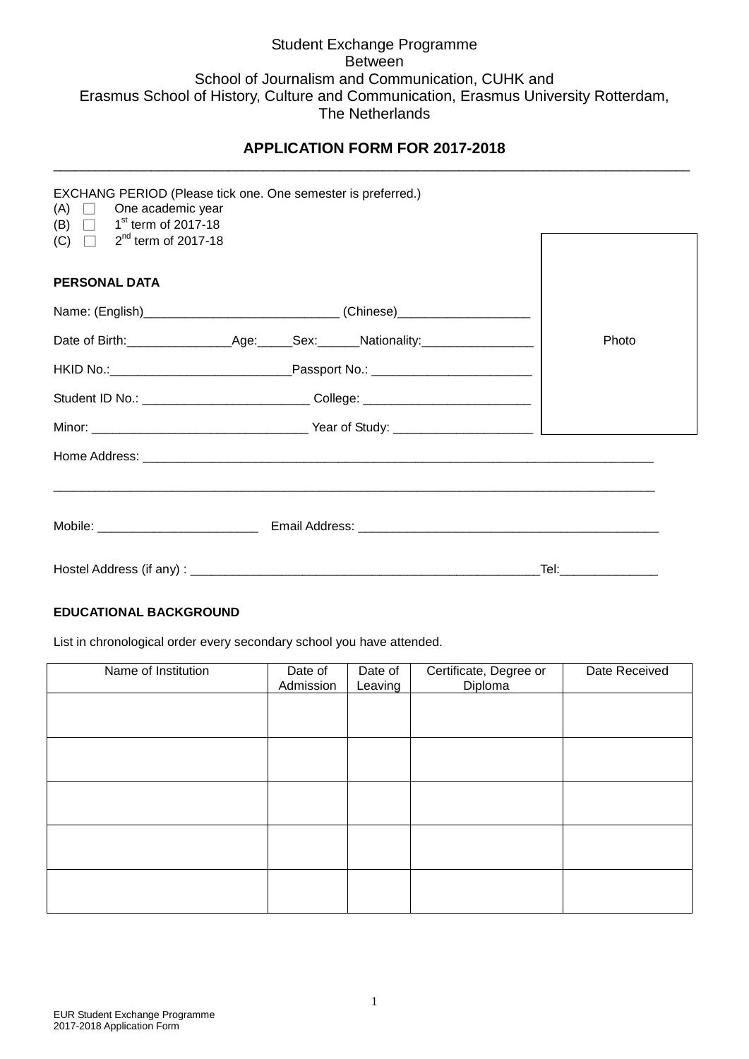Student Exchange Programme
Between
School of Journalism and Communication, CUHK and
Erasmus School of History, Culture and Communication, Erasmus University Rotterdam,
The Netherlands

## APPLICATION FORM FOR 2017-2018

EXCHANG PERIOD (Please tick one. One semester is preferred.)

(A) ☐ One academic year
(B) ☐ 1st term of 2017-18
(C) ☐ 2nd term of 2017-18

Photo

**PERSONAL DATA**

Name: (English)____________________________ (Chinese)___________________

Date of Birth:_______________Age:_____Sex:______Nationality:________________

HKID No.:__________________________Passport No.: _______________________

Student ID No.: _______________________ College: ________________________

Minor: ______________________________ Year of Study: ____________________

Home Address: ___________________________________________________________________________

_____________________________________________________________________________________

Mobile: _______________________ Email Address: ___________________________________________

Hostel Address (if any) : _________________________________________________Tel:______________

**EDUCATIONAL BACKGROUND**

List in chronological order every secondary school you have attended.

| Name of Institution | Date of Admission | Date of Leaving | Certificate, Degree or Diploma | Date Received |
|---|---|---|---|---|
| | | | | |
| | | | | |
| | | | | |
| | | | | |
| | | | | |

EUR Student Exchange Programme
2017-2018 Application Form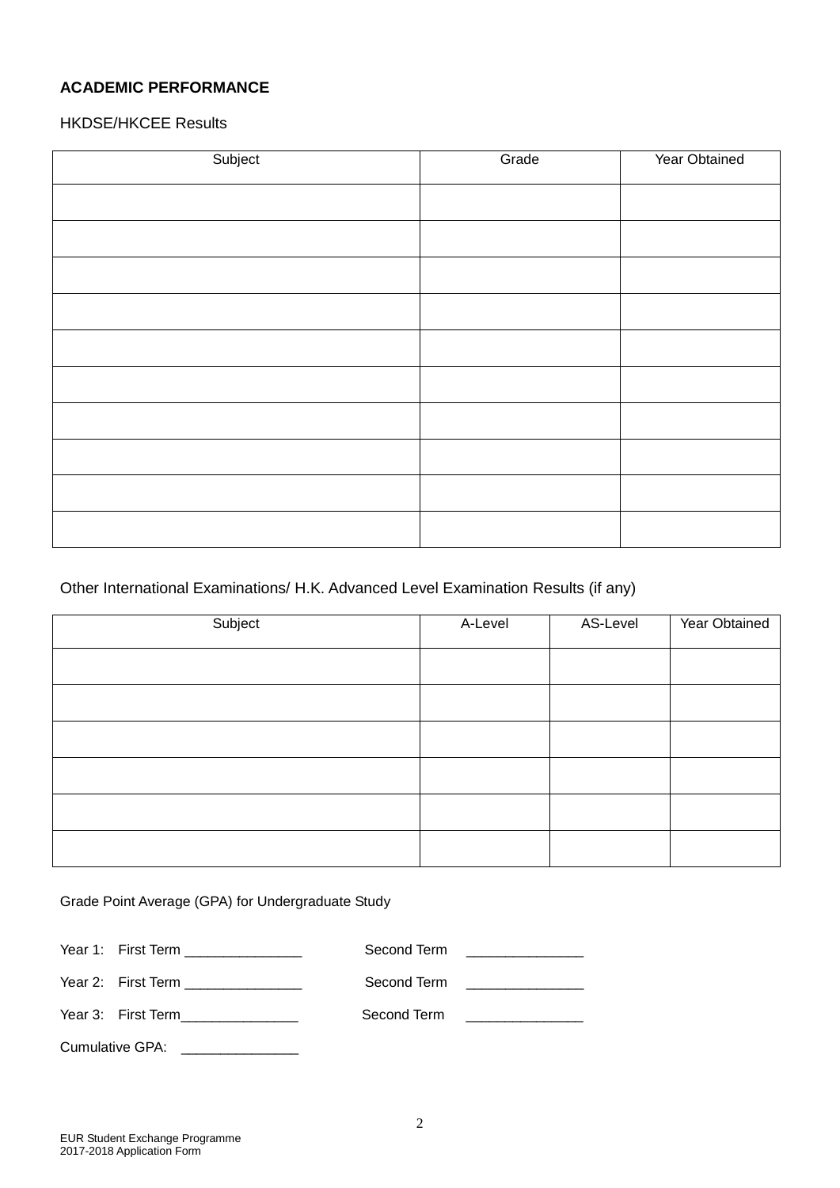**ACADEMIC PERFORMANCE**

HKDSE/HKCEE Results

| Subject | Grade | Year Obtained |
| --- | --- | --- |
| | | |
| | | |
| | | |
| | | |
| | | |
| | | |
| | | |
| | | |
| | | |
| | | |

Other International Examinations/ H.K. Advanced Level Examination Results (if any)

| Subject | A-Level | AS-Level | Year Obtained |
| --- | --- | --- | --- |
| | | | |
| | | | |
| | | | |
| | | | |
| | | | |
| | | | |

Grade Point Average (GPA) for Undergraduate Study

Year 1: First Term _______________ Second Term _______________

Year 2: First Term _______________ Second Term _______________

Year 3: First Term_______________ Second Term _______________

Cumulative GPA: _______________

EUR Student Exchange Programme
2017-2018 Application Form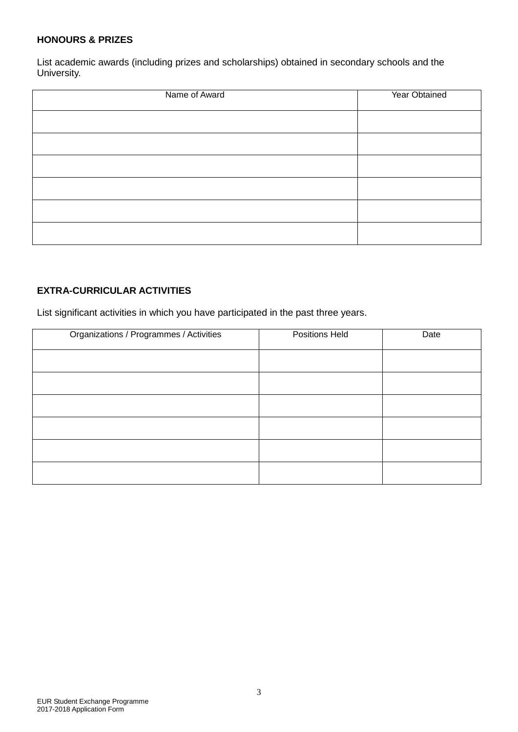**HONOURS & PRIZES**

List academic awards (including prizes and scholarships) obtained in secondary schools and the University.

| Name of Award | Year Obtained |
|---|---|
| | |
| | |
| | |
| | |
| | |
| | |

**EXTRA-CURRICULAR ACTIVITIES**

List significant activities in which you have participated in the past three years.

| Organizations / Programmes / Activities | Positions Held | Date |
|---|---|---|
| | | |
| | | |
| | | |
| | | |
| | | |
| | | |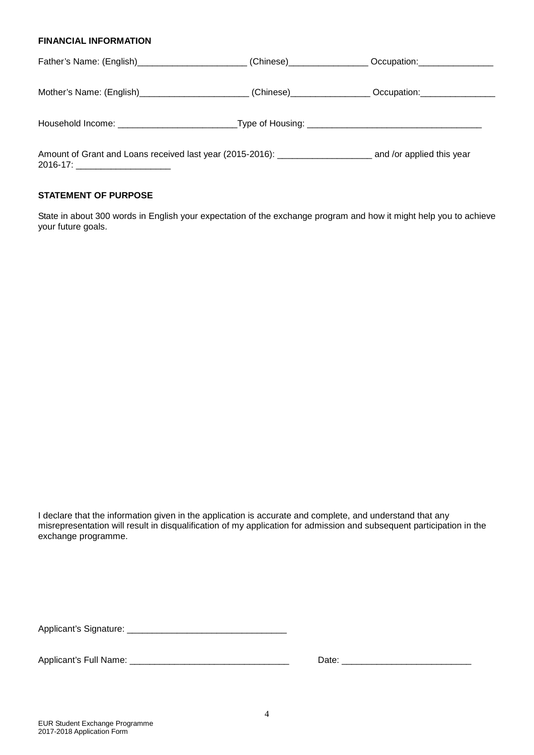**FINANCIAL INFORMATION**

Father's Name: (English)______________________ (Chinese)________________ Occupation:_______________

Mother's Name: (English)______________________ (Chinese)________________ Occupation:_______________

Household Income: ________________________Type of Housing: ___________________________________

Amount of Grant and Loans received last year (2015-2016): ___________________ and /or applied this year 2016-17: ___________________

**STATEMENT OF PURPOSE**

State in about 300 words in English your expectation of the exchange program and how it might help you to achieve your future goals.

I declare that the information given in the application is accurate and complete, and understand that any misrepresentation will result in disqualification of my application for admission and subsequent participation in the exchange programme.

Applicant's Signature: ________________________________

Applicant's Full Name: ________________________________ Date: __________________________